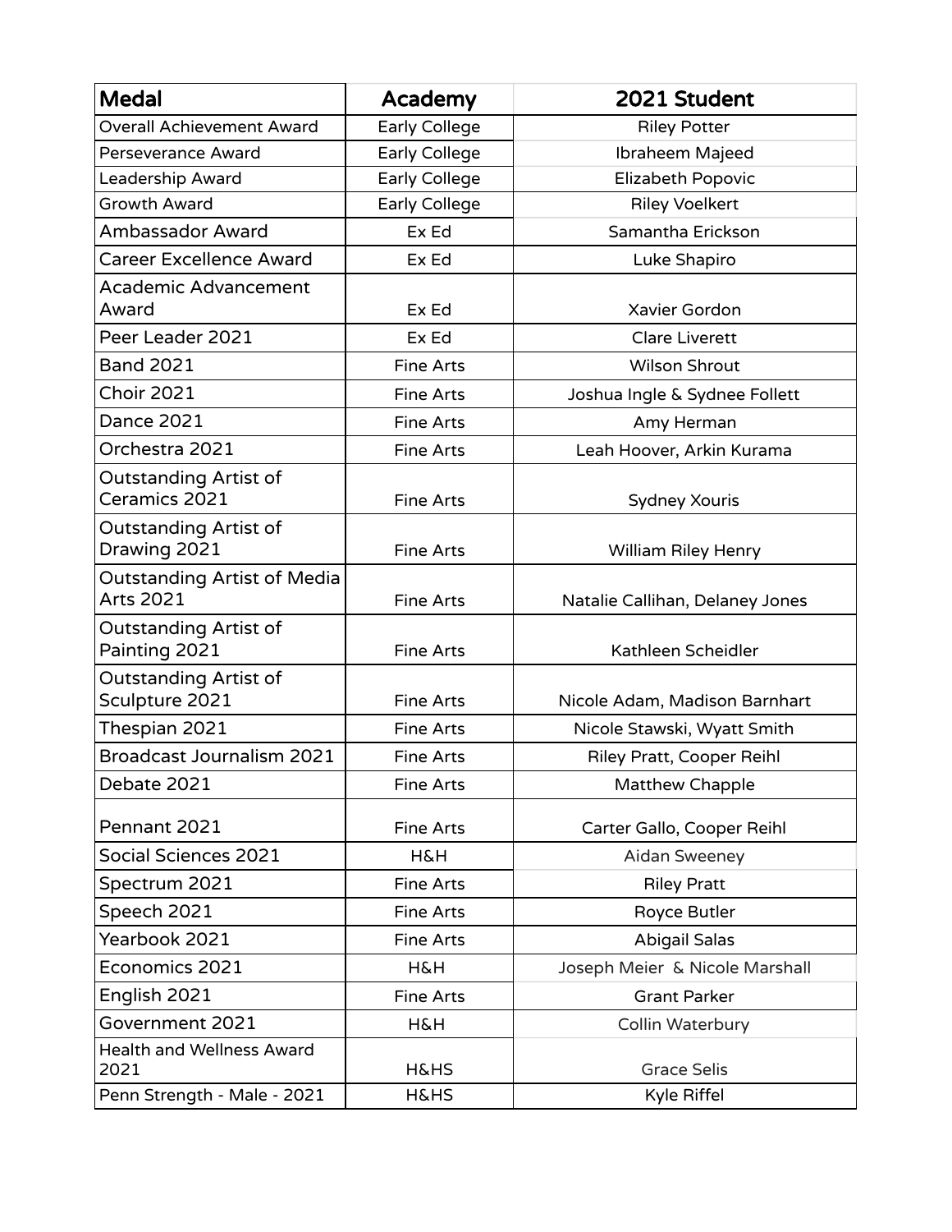| Medal | Academy | 2021 Student |
| --- | --- | --- |
| Overall Achievement Award | Early College | Riley Potter |
| Perseverance Award | Early College | Ibraheem Majeed |
| Leadership Award | Early College | Elizabeth Popovic |
| Growth Award | Early College | Riley Voelkert |
| Ambassador Award | Ex Ed | Samantha Erickson |
| Career Excellence Award | Ex Ed | Luke Shapiro |
| Academic Advancement Award | Ex Ed | Xavier Gordon |
| Peer Leader 2021 | Ex Ed | Clare Liverett |
| Band 2021 | Fine Arts | Wilson Shrout |
| Choir 2021 | Fine Arts | Joshua Ingle & Sydnee Follett |
| Dance 2021 | Fine Arts | Amy Herman |
| Orchestra 2021 | Fine Arts | Leah Hoover, Arkin Kurama |
| Outstanding Artist of Ceramics 2021 | Fine Arts | Sydney Xouris |
| Outstanding Artist of Drawing 2021 | Fine Arts | William Riley Henry |
| Outstanding Artist of Media Arts 2021 | Fine Arts | Natalie Callihan, Delaney Jones |
| Outstanding Artist of Painting 2021 | Fine Arts | Kathleen Scheidler |
| Outstanding Artist of Sculpture 2021 | Fine Arts | Nicole Adam, Madison Barnhart |
| Thespian 2021 | Fine Arts | Nicole Stawski, Wyatt Smith |
| Broadcast Journalism 2021 | Fine Arts | Riley Pratt, Cooper Reihl |
| Debate 2021 | Fine Arts | Matthew Chapple |
| Pennant 2021 | Fine Arts | Carter Gallo, Cooper Reihl |
| Social Sciences 2021 | H&H | Aidan Sweeney |
| Spectrum 2021 | Fine Arts | Riley Pratt |
| Speech 2021 | Fine Arts | Royce Butler |
| Yearbook 2021 | Fine Arts | Abigail Salas |
| Economics 2021 | H&H | Joseph Meier & Nicole Marshall |
| English 2021 | Fine Arts | Grant Parker |
| Government 2021 | H&H | Collin Waterbury |
| Health and Wellness Award 2021 | H&HS | Grace Selis |
| Penn Strength - Male - 2021 | H&HS | Kyle Riffel |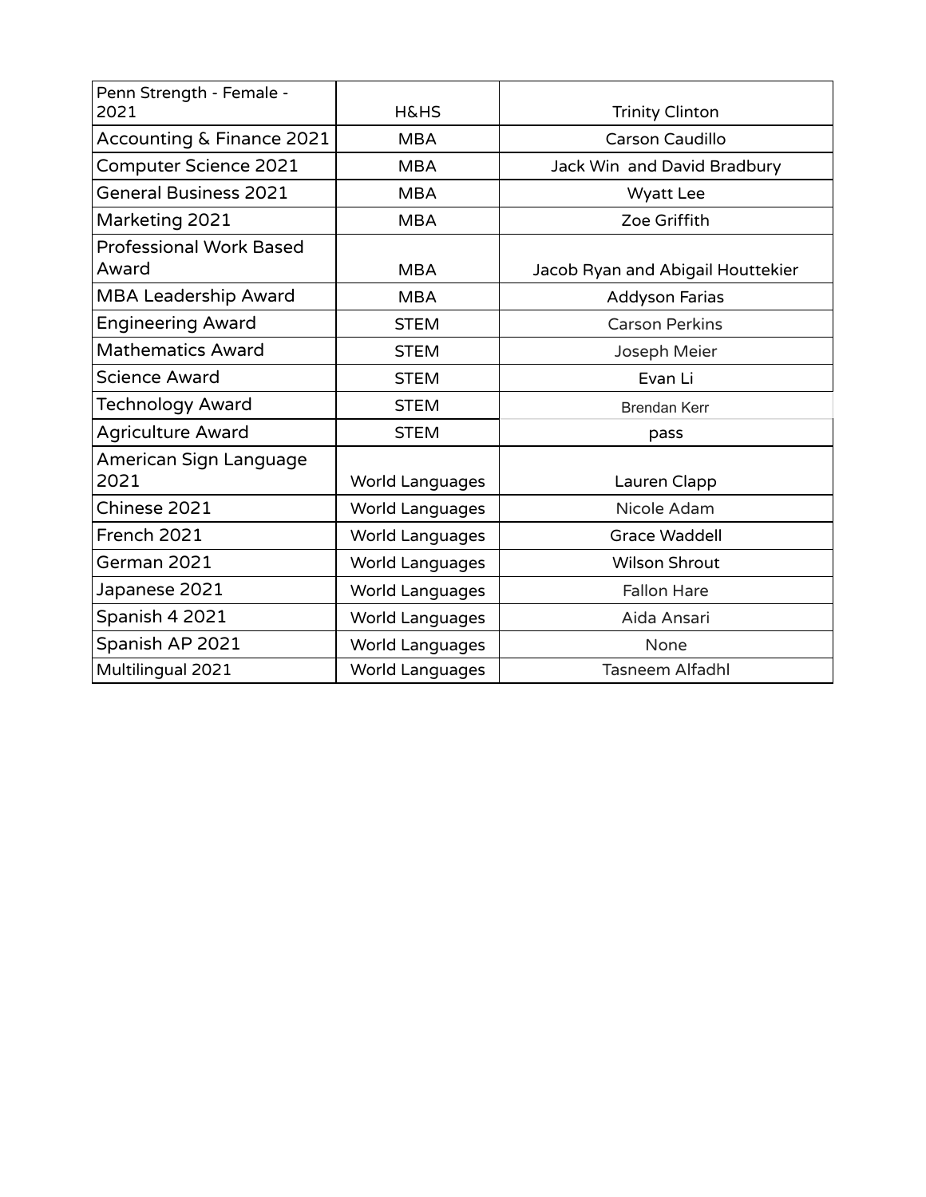| | | |
|---|---|---|
| Penn Strength - Female - 2021 | H&HS | Trinity Clinton |
| Accounting & Finance 2021 | MBA | Carson Caudillo |
| Computer Science 2021 | MBA | Jack Win and David Bradbury |
| General Business 2021 | MBA | Wyatt Lee |
| Marketing 2021 | MBA | Zoe Griffith |
| Professional Work Based Award | MBA | Jacob Ryan and Abigail Houttekier |
| MBA Leadership Award | MBA | Addyson Farias |
| Engineering Award | STEM | Carson Perkins |
| Mathematics Award | STEM | Joseph Meier |
| Science Award | STEM | Evan Li |
| Technology Award | STEM | Brendan Kerr |
| Agriculture Award | STEM | pass |
| American Sign Language 2021 | World Languages | Lauren Clapp |
| Chinese 2021 | World Languages | Nicole Adam |
| French 2021 | World Languages | Grace Waddell |
| German 2021 | World Languages | Wilson Shrout |
| Japanese 2021 | World Languages | Fallon Hare |
| Spanish 4 2021 | World Languages | Aida Ansari |
| Spanish AP 2021 | World Languages | None |
| Multilingual 2021 | World Languages | Tasneem Alfadhl |